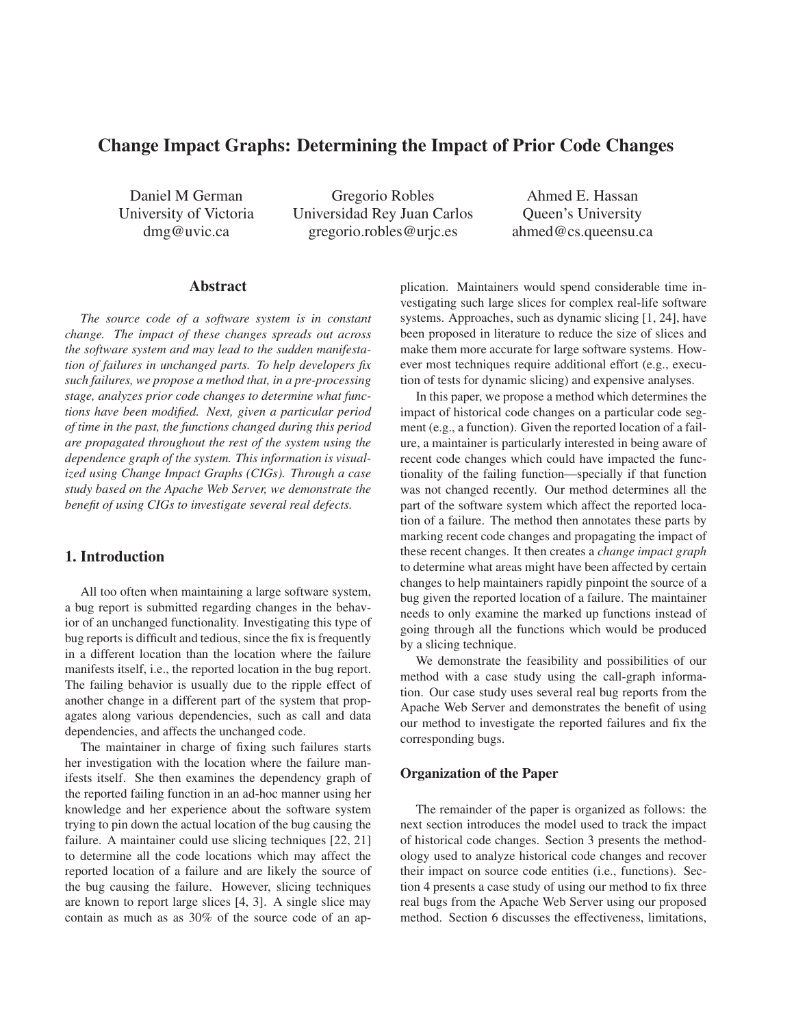# Change Impact Graphs: Determining the Impact of Prior Code Changes

Daniel M German
University of Victoria
dmg@uvic.ca

Gregorio Robles
Universidad Rey Juan Carlos
gregorio.robles@urjc.es

Ahmed E. Hassan
Queen's University
ahmed@cs.queensu.ca

## Abstract

*The source code of a software system is in constant change. The impact of these changes spreads out across the software system and may lead to the sudden manifestation of failures in unchanged parts. To help developers fix such failures, we propose a method that, in a pre-processing stage, analyzes prior code changes to determine what functions have been modified. Next, given a particular period of time in the past, the functions changed during this period are propagated throughout the rest of the system using the dependence graph of the system. This information is visualized using Change Impact Graphs (CIGs). Through a case study based on the Apache Web Server, we demonstrate the benefit of using CIGs to investigate several real defects.*

## 1. Introduction

All too often when maintaining a large software system, a bug report is submitted regarding changes in the behavior of an unchanged functionality. Investigating this type of bug reports is difficult and tedious, since the fix is frequently in a different location than the location where the failure manifests itself, i.e., the reported location in the bug report. The failing behavior is usually due to the ripple effect of another change in a different part of the system that propagates along various dependencies, such as call and data dependencies, and affects the unchanged code.

The maintainer in charge of fixing such failures starts her investigation with the location where the failure manifests itself. She then examines the dependency graph of the reported failing function in an ad-hoc manner using her knowledge and her experience about the software system trying to pin down the actual location of the bug causing the failure. A maintainer could use slicing techniques [22, 21] to determine all the code locations which may affect the reported location of a failure and are likely the source of the bug causing the failure. However, slicing techniques are known to report large slices [4, 3]. A single slice may contain as much as as 30% of the source code of an application. Maintainers would spend considerable time investigating such large slices for complex real-life software systems. Approaches, such as dynamic slicing [1, 24], have been proposed in literature to reduce the size of slices and make them more accurate for large software systems. However most techniques require additional effort (e.g., execution of tests for dynamic slicing) and expensive analyses.

In this paper, we propose a method which determines the impact of historical code changes on a particular code segment (e.g., a function). Given the reported location of a failure, a maintainer is particularly interested in being aware of recent code changes which could have impacted the functionality of the failing function—specially if that function was not changed recently. Our method determines all the part of the software system which affect the reported location of a failure. The method then annotates these parts by marking recent code changes and propagating the impact of these recent changes. It then creates a *change impact graph* to determine what areas might have been affected by certain changes to help maintainers rapidly pinpoint the source of a bug given the reported location of a failure. The maintainer needs to only examine the marked up functions instead of going through all the functions which would be produced by a slicing technique.

We demonstrate the feasibility and possibilities of our method with a case study using the call-graph information. Our case study uses several real bug reports from the Apache Web Server and demonstrates the benefit of using our method to investigate the reported failures and fix the corresponding bugs.

### Organization of the Paper

The remainder of the paper is organized as follows: the next section introduces the model used to track the impact of historical code changes. Section 3 presents the methodology used to analyze historical code changes and recover their impact on source code entities (i.e., functions). Section 4 presents a case study of using our method to fix three real bugs from the Apache Web Server using our proposed method. Section 6 discusses the effectiveness, limitations,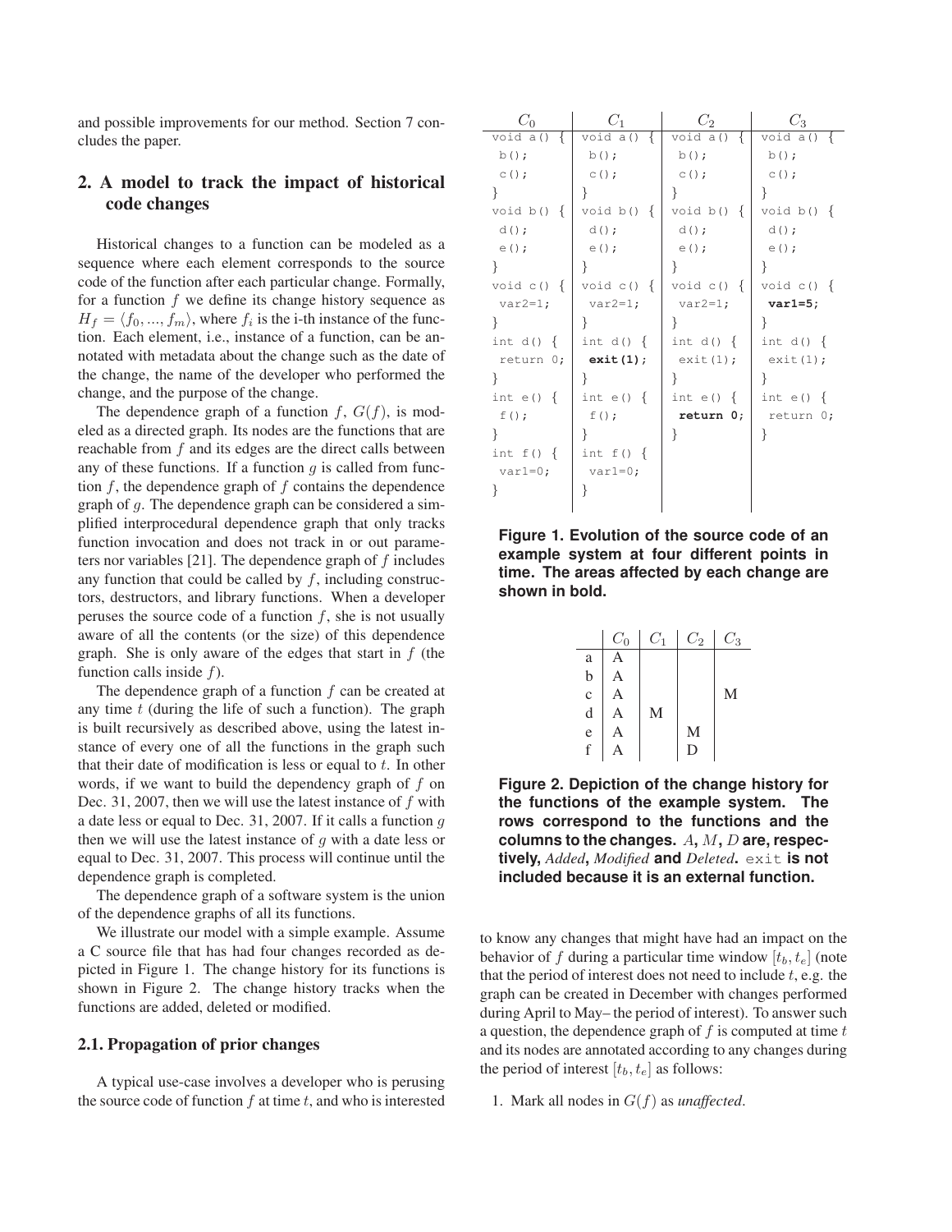and possible improvements for our method. Section 7 concludes the paper.

## 2. A model to track the impact of historical code changes

Historical changes to a function can be modeled as a sequence where each element corresponds to the source code of the function after each particular change. Formally, for a function $f$ we define its change history sequence as $H_f = \langle f_0, ..., f_m \rangle$, where $f_i$ is the i-th instance of the function. Each element, i.e., instance of a function, can be annotated with metadata about the change such as the date of the change, the name of the developer who performed the change, and the purpose of the change.

The dependence graph of a function $f$, $G(f)$, is modeled as a directed graph. Its nodes are the functions that are reachable from $f$ and its edges are the direct calls between any of these functions. If a function $g$ is called from function $f$, the dependence graph of $f$ contains the dependence graph of $g$. The dependence graph can be considered a simplified interprocedural dependence graph that only tracks function invocation and does not track in or out parameters nor variables [21]. The dependence graph of $f$ includes any function that could be called by $f$, including constructors, destructors, and library functions. When a developer peruses the source code of a function $f$, she is not usually aware of all the contents (or the size) of this dependence graph. She is only aware of the edges that start in $f$ (the function calls inside $f$).

The dependence graph of a function $f$ can be created at any time $t$ (during the life of such a function). The graph is built recursively as described above, using the latest instance of every one of all the functions in the graph such that their date of modification is less or equal to $t$. In other words, if we want to build the dependency graph of $f$ on Dec. 31, 2007, then we will use the latest instance of $f$ with a date less or equal to Dec. 31, 2007. If it calls a function $g$ then we will use the latest instance of $g$ with a date less or equal to Dec. 31, 2007. This process will continue until the dependence graph is completed.

The dependence graph of a software system is the union of the dependence graphs of all its functions.

We illustrate our model with a simple example. Assume a C source file that has had four changes recorded as depicted in Figure 1. The change history for its functions is shown in Figure 2. The change history tracks when the functions are added, deleted or modified.

| $C_0$ | $C_1$ | $C_2$ | $C_3$ |
|---|---|---|---|
| `void a() {` | `void a() {` | `void a() {` | `void a() {` |
| `b();` | `b();` | `b();` | `b();` |
| `c();` | `c();` | `c();` | `c();` |
| `}` | `}` | `}` | `}` |
| `void b() {` | `void b() {` | `void b() {` | `void b() {` |
| `d();` | `d();` | `d();` | `d();` |
| `e();` | `e();` | `e();` | `e();` |
| `}` | `}` | `}` | `}` |
| `void c() {` | `void c() {` | `void c() {` | `void c() {` |
| `var2=1;` | `var2=1;` | `var2=1;` | **`var1=5;`** |
| `}` | `}` | `}` | `}` |
| `int d() {` | `int d() {` | `int d() {` | `int d() {` |
| `return 0;` | **`exit(1);`** | `exit(1);` | `exit(1);` |
| `}` | `}` | `}` | `}` |
| `int e() {` | `int e() {` | `int e() {` | `int e() {` |
| `f();` | `f();` | **`return 0;`** | `return 0;` |
| `}` | `}` | `}` | `}` |
| `int f() {` | `int f() {` | | |
| `var1=0;` | `var1=0;` | | |
| `}` | `}` | | |

**Figure 1. Evolution of the source code of an example system at four different points in time. The areas affected by each change are shown in bold.**

| | $C_0$ | $C_1$ | $C_2$ | $C_3$ |
|---|---|---|---|---|
| a | A | | | |
| b | A | | | |
| c | A | | | M |
| d | A | M | | |
| e | A | | M | |
| f | A | | D | |

**Figure 2. Depiction of the change history for the functions of the example system. The rows correspond to the functions and the columns to the changes. $A$, $M$, $D$ are, respectively, *Added*, *Modified* and *Deleted*. `exit` is not included because it is an external function.**

### 2.1. Propagation of prior changes

A typical use-case involves a developer who is perusing the source code of function $f$ at time $t$, and who is interested to know any changes that might have had an impact on the behavior of $f$ during a particular time window $[t_b, t_e]$ (note that the period of interest does not need to include $t$, e.g. the graph can be created in December with changes performed during April to May– the period of interest). To answer such a question, the dependence graph of $f$ is computed at time $t$ and its nodes are annotated according to any changes during the period of interest $[t_b, t_e]$ as follows:

1. Mark all nodes in $G(f)$ as *unaffected*.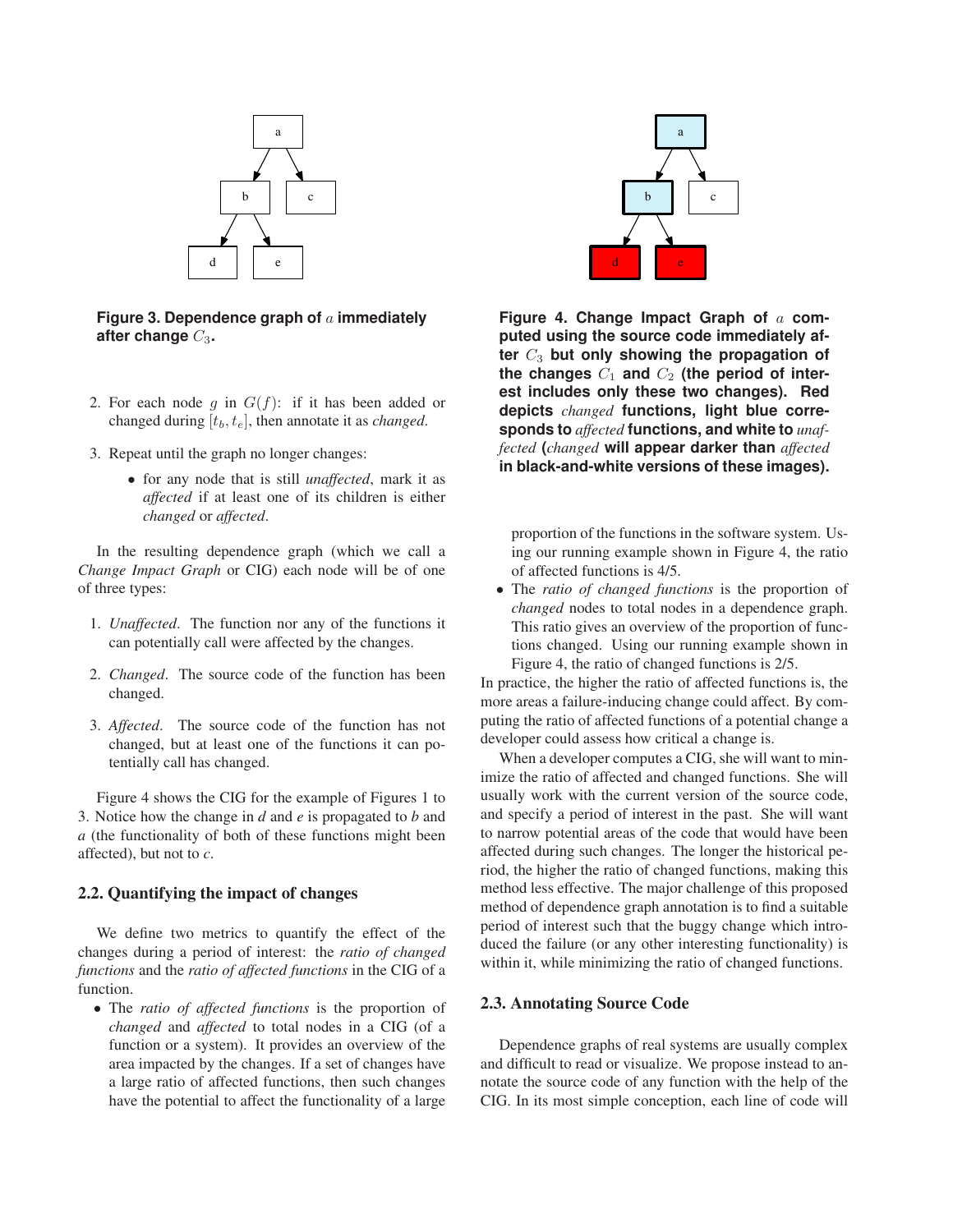**Figure 3. Dependence graph of $a$ immediately after change $C_3$.**

**Figure 4. Change Impact Graph of $a$ computed using the source code immediately after $C_3$ but only showing the propagation of the changes $C_1$ and $C_2$ (the period of interest includes only these two changes). Red depicts *changed* functions, light blue corresponds to *affected* functions, and white to *unaffected* (*changed* will appear darker than *affected* in black-and-white versions of these images).**

2. For each node $g$ in $G(f)$: if it has been added or changed during $[t_b, t_e]$, then annotate it as *changed*.

3. Repeat until the graph no longer changes:

   - for any node that is still *unaffected*, mark it as *affected* if at least one of its children is either *changed* or *affected*.

In the resulting dependence graph (which we call a *Change Impact Graph* or CIG) each node will be of one of three types:

1. *Unaffected*. The function nor any of the functions it can potentially call were affected by the changes.

2. *Changed*. The source code of the function has been changed.

3. *Affected*. The source code of the function has not changed, but at least one of the functions it can potentially call has changed.

Figure 4 shows the CIG for the example of Figures 1 to 3. Notice how the change in *d* and *e* is propagated to *b* and *a* (the functionality of both of these functions might been affected), but not to *c*.

### 2.2. Quantifying the impact of changes

We define two metrics to quantify the effect of the changes during a period of interest: the *ratio of changed functions* and the *ratio of affected functions* in the CIG of a function.

- The *ratio of affected functions* is the proportion of *changed* and *affected* to total nodes in a CIG (of a function or a system). It provides an overview of the area impacted by the changes. If a set of changes have a large ratio of affected functions, then such changes have the potential to affect the functionality of a large proportion of the functions in the software system. Using our running example shown in Figure 4, the ratio of affected functions is 4/5.
- The *ratio of changed functions* is the proportion of *changed* nodes to total nodes in a dependence graph. This ratio gives an overview of the proportion of functions changed. Using our running example shown in Figure 4, the ratio of changed functions is 2/5.

In practice, the higher the ratio of affected functions is, the more areas a failure-inducing change could affect. By computing the ratio of affected functions of a potential change a developer could assess how critical a change is.

When a developer computes a CIG, she will want to minimize the ratio of affected and changed functions. She will usually work with the current version of the source code, and specify a period of interest in the past. She will want to narrow potential areas of the code that would have been affected during such changes. The longer the historical period, the higher the ratio of changed functions, making this method less effective. The major challenge of this proposed method of dependence graph annotation is to find a suitable period of interest such that the buggy change which introduced the failure (or any other interesting functionality) is within it, while minimizing the ratio of changed functions.

### 2.3. Annotating Source Code

Dependence graphs of real systems are usually complex and difficult to read or visualize. We propose instead to annotate the source code of any function with the help of the CIG. In its most simple conception, each line of code will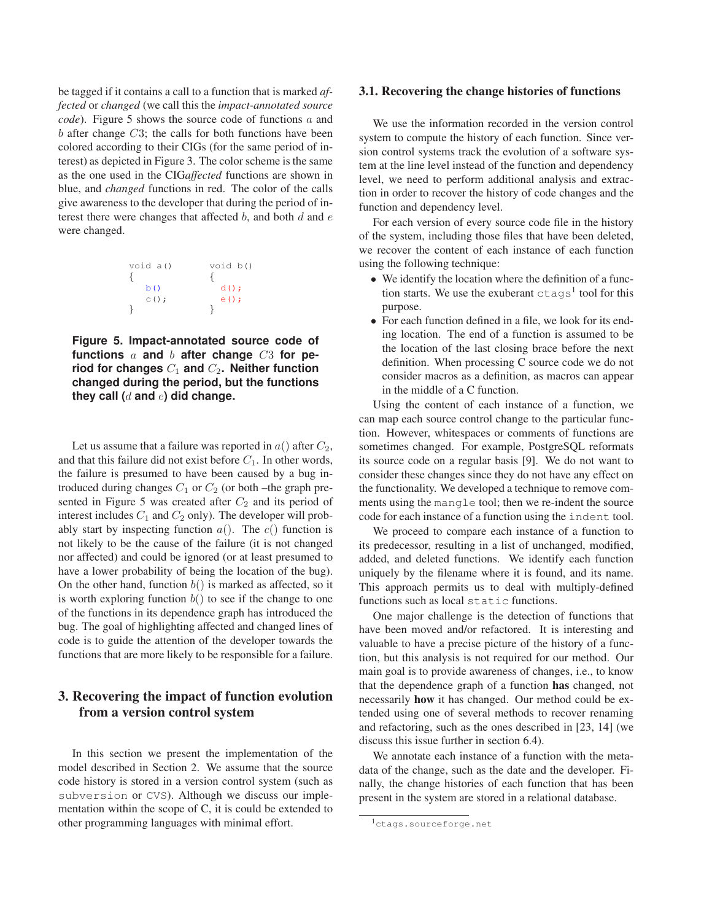be tagged if it contains a call to a function that is marked *affected* or *changed* (we call this the *impact-annotated source code*). Figure 5 shows the source code of functions $a$ and $b$ after change $C3$; the calls for both functions have been colored according to their CIGs (for the same period of interest) as depicted in Figure 3. The color scheme is the same as the one used in the CIG*affected* functions are shown in blue, and *changed* functions in red. The color of the calls give awareness to the developer that during the period of interest there were changes that affected $b$, and both $d$ and $e$ were changed.

```
void a()          void b()
{                 {
   b()               d();
   c();              e();
}                 }
```

**Figure 5. Impact-annotated source code of functions $a$ and $b$ after change $C3$ for period for changes $C_1$ and $C_2$. Neither function changed during the period, but the functions they call ($d$ and $e$) did change.**

Let us assume that a failure was reported in $a()$ after $C_2$, and that this failure did not exist before $C_1$. In other words, the failure is presumed to have been caused by a bug introduced during changes $C_1$ or $C_2$ (or both –the graph presented in Figure 5 was created after $C_2$ and its period of interest includes $C_1$ and $C_2$ only). The developer will probably start by inspecting function $a()$. The $c()$ function is not likely to be the cause of the failure (it is not changed nor affected) and could be ignored (or at least presumed to have a lower probability of being the location of the bug). On the other hand, function $b()$ is marked as affected, so it is worth exploring function $b()$ to see if the change to one of the functions in its dependence graph has introduced the bug. The goal of highlighting affected and changed lines of code is to guide the attention of the developer towards the functions that are more likely to be responsible for a failure.

## 3. Recovering the impact of function evolution from a version control system

In this section we present the implementation of the model described in Section 2. We assume that the source code history is stored in a version control system (such as `subversion` or `CVS`). Although we discuss our implementation within the scope of C, it is could be extended to other programming languages with minimal effort.

### 3.1. Recovering the change histories of functions

We use the information recorded in the version control system to compute the history of each function. Since version control systems track the evolution of a software system at the line level instead of the function and dependency level, we need to perform additional analysis and extraction in order to recover the history of code changes and the function and dependency level.

For each version of every source code file in the history of the system, including those files that have been deleted, we recover the content of each instance of each function using the following technique:

- We identify the location where the definition of a function starts. We use the exuberant `ctags`[1] tool for this purpose.
- For each function defined in a file, we look for its ending location. The end of a function is assumed to be the location of the last closing brace before the next definition. When processing C source code we do not consider macros as a definition, as macros can appear in the middle of a C function.

Using the content of each instance of a function, we can map each source control change to the particular function. However, whitespaces or comments of functions are sometimes changed. For example, PostgreSQL reformats its source code on a regular basis [9]. We do not want to consider these changes since they do not have any effect on the functionality. We developed a technique to remove comments using the `mangle` tool; then we re-indent the source code for each instance of a function using the `indent` tool.

We proceed to compare each instance of a function to its predecessor, resulting in a list of unchanged, modified, added, and deleted functions. We identify each function uniquely by the filename where it is found, and its name. This approach permits us to deal with multiply-defined functions such as local `static` functions.

One major challenge is the detection of functions that have been moved and/or refactored. It is interesting and valuable to have a precise picture of the history of a function, but this analysis is not required for our method. Our main goal is to provide awareness of changes, i.e., to know that the dependence graph of a function **has** changed, not necessarily **how** it has changed. Our method could be extended using one of several methods to recover renaming and refactoring, such as the ones described in [23, 14] (we discuss this issue further in section 6.4).

We annotate each instance of a function with the metadata of the change, such as the date and the developer. Finally, the change histories of each function that has been present in the system are stored in a relational database.

[1] `ctags.sourceforge.net`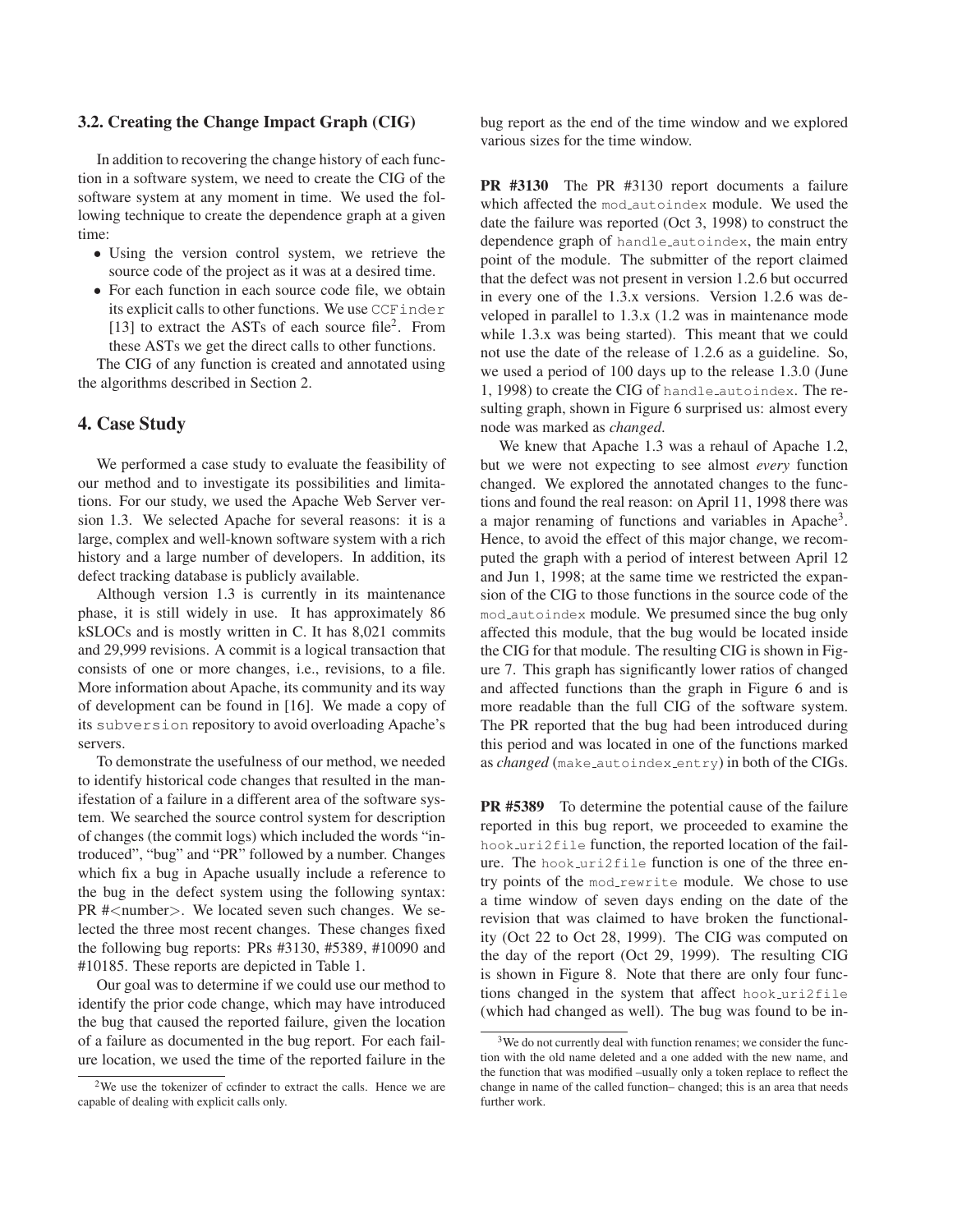### 3.2. Creating the Change Impact Graph (CIG)

In addition to recovering the change history of each function in a software system, we need to create the CIG of the software system at any moment in time. We used the following technique to create the dependence graph at a given time:

- Using the version control system, we retrieve the source code of the project as it was at a desired time.
- For each function in each source code file, we obtain its explicit calls to other functions. We use `CCFinder` [13] to extract the ASTs of each source file[2]. From these ASTs we get the direct calls to other functions.

The CIG of any function is created and annotated using the algorithms described in Section 2.

## 4. Case Study

We performed a case study to evaluate the feasibility of our method and to investigate its possibilities and limitations. For our study, we used the Apache Web Server version 1.3. We selected Apache for several reasons: it is a large, complex and well-known software system with a rich history and a large number of developers. In addition, its defect tracking database is publicly available.

Although version 1.3 is currently in its maintenance phase, it is still widely in use. It has approximately 86 kSLOCs and is mostly written in C. It has 8,021 commits and 29,999 revisions. A commit is a logical transaction that consists of one or more changes, i.e., revisions, to a file. More information about Apache, its community and its way of development can be found in [16]. We made a copy of its `subversion` repository to avoid overloading Apache's servers.

To demonstrate the usefulness of our method, we needed to identify historical code changes that resulted in the manifestation of a failure in a different area of the software system. We searched the source control system for description of changes (the commit logs) which included the words "introduced", "bug" and "PR" followed by a number. Changes which fix a bug in Apache usually include a reference to the bug in the defect system using the following syntax: PR #<number>. We located seven such changes. We selected the three most recent changes. These changes fixed the following bug reports: PRs #3130, #5389, #10090 and #10185. These reports are depicted in Table 1.

Our goal was to determine if we could use our method to identify the prior code change, which may have introduced the bug that caused the reported failure, given the location of a failure as documented in the bug report. For each failure location, we used the time of the reported failure in the bug report as the end of the time window and we explored various sizes for the time window.

**PR #3130** The PR #3130 report documents a failure which affected the `mod_autoindex` module. We used the date the failure was reported (Oct 3, 1998) to construct the dependence graph of `handle_autoindex`, the main entry point of the module. The submitter of the report claimed that the defect was not present in version 1.2.6 but occurred in every one of the 1.3.x versions. Version 1.2.6 was developed in parallel to 1.3.x (1.2 was in maintenance mode while 1.3.x was being started). This meant that we could not use the date of the release of 1.2.6 as a guideline. So, we used a period of 100 days up to the release 1.3.0 (June 1, 1998) to create the CIG of `handle_autoindex`. The resulting graph, shown in Figure 6 surprised us: almost every node was marked as *changed*.

We knew that Apache 1.3 was a rehaul of Apache 1.2, but we were not expecting to see almost *every* function changed. We explored the annotated changes to the functions and found the real reason: on April 11, 1998 there was a major renaming of functions and variables in Apache[3]. Hence, to avoid the effect of this major change, we recomputed the graph with a period of interest between April 12 and Jun 1, 1998; at the same time we restricted the expansion of the CIG to those functions in the source code of the `mod_autoindex` module. We presumed since the bug only affected this module, that the bug would be located inside the CIG for that module. The resulting CIG is shown in Figure 7. This graph has significantly lower ratios of changed and affected functions than the graph in Figure 6 and is more readable than the full CIG of the software system. The PR reported that the bug had been introduced during this period and was located in one of the functions marked as *changed* (`make_autoindex_entry`) in both of the CIGs.

**PR #5389** To determine the potential cause of the failure reported in this bug report, we proceeded to examine the `hook_uri2file` function, the reported location of the failure. The `hook_uri2file` function is one of the three entry points of the `mod_rewrite` module. We chose to use a time window of seven days ending on the date of the revision that was claimed to have broken the functionality (Oct 22 to Oct 28, 1999). The CIG was computed on the day of the report (Oct 29, 1999). The resulting CIG is shown in Figure 8. Note that there are only four functions changed in the system that affect `hook_uri2file` (which had changed as well). The bug was found to be in-

---

[2] We use the tokenizer of ccfinder to extract the calls. Hence we are capable of dealing with explicit calls only.

[3] We do not currently deal with function renames; we consider the function with the old name deleted and a one added with the new name, and the function that was modified –usually only a token replace to reflect the change in name of the called function– changed; this is an area that needs further work.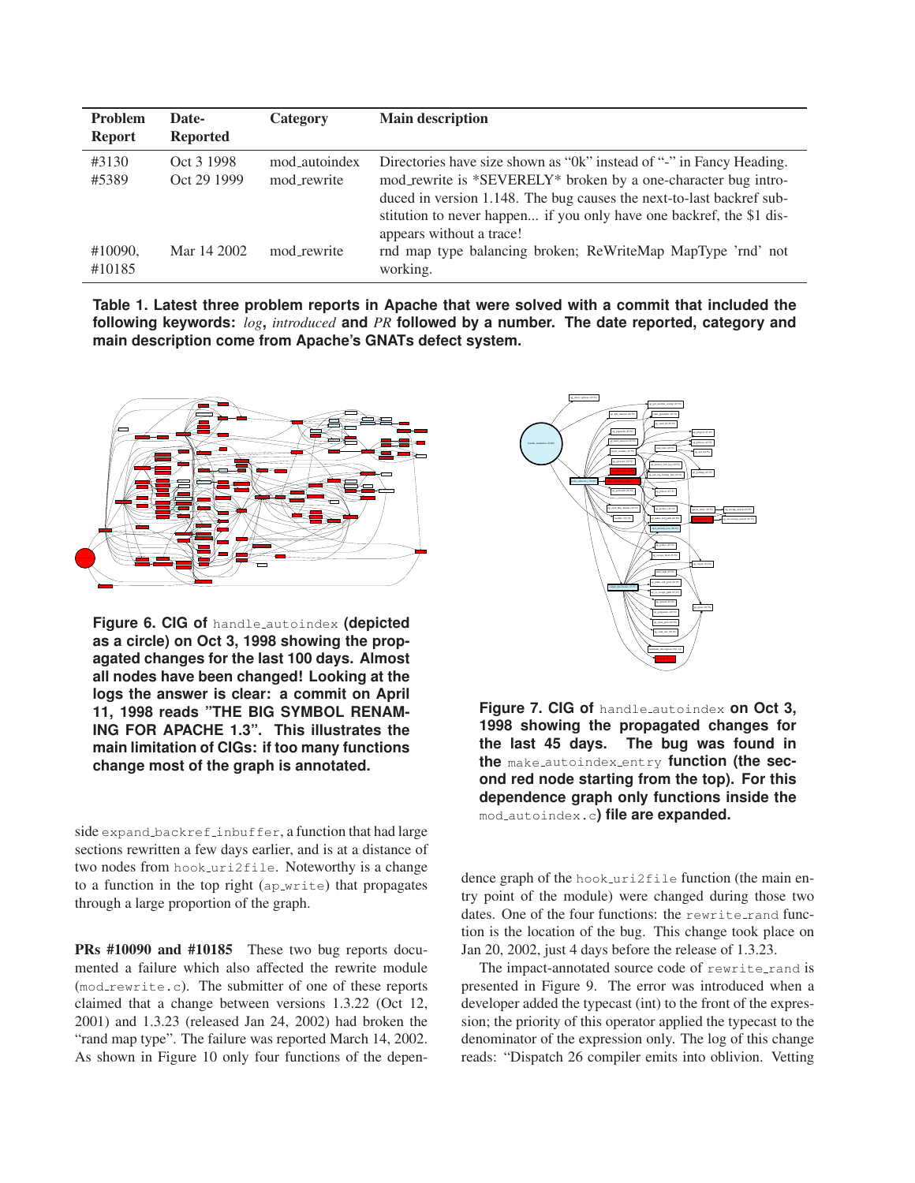| Problem Report | Date-Reported | Category | Main description |
|---|---|---|---|
| #3130 | Oct 3 1998 | mod_autoindex | Directories have size shown as "0k" instead of "-" in Fancy Heading. |
| #5389 | Oct 29 1999 | mod_rewrite | mod_rewrite is *SEVERELY* broken by a one-character bug introduced in version 1.148. The bug causes the next-to-last backref substitution to never happen... if you only have one backref, the $1 disappears without a trace! |
| #10090, #10185 | Mar 14 2002 | mod_rewrite | rnd map type balancing broken; ReWriteMap MapType 'rnd' not working. |

**Table 1. Latest three problem reports in Apache that were solved with a commit that included the following keywords: *log*, *introduced* and *PR* followed by a number. The date reported, category and main description come from Apache's GNATs defect system.**

**Figure 6. CIG of `handle_autoindex` (depicted as a circle) on Oct 3, 1998 showing the propagated changes for the last 100 days. Almost all nodes have been changed! Looking at the logs the answer is clear: a commit on April 11, 1998 reads "THE BIG SYMBOL RENAMING FOR APACHE 1.3". This illustrates the main limitation of CIGs: if too many functions change most of the graph is annotated.**

**Figure 7. CIG of `handle_autoindex` on Oct 3, 1998 showing the propagated changes for the last 45 days. The bug was found in the `make_autoindex_entry` function (the second red node starting from the top). For this dependence graph only functions inside the `mod_autoindex.c`) file are expanded.**

side `expand_backref_inbuffer`, a function that had large sections rewritten a few days earlier, and is at a distance of two nodes from `hook_uri2file`. Noteworthy is a change to a function in the top right (`ap_write`) that propagates through a large proportion of the graph.

**PRs #10090 and #10185** These two bug reports documented a failure which also affected the rewrite module (`mod_rewrite.c`). The submitter of one of these reports claimed that a change between versions 1.3.22 (Oct 12, 2001) and 1.3.23 (released Jan 24, 2002) had broken the "rand map type". The failure was reported March 14, 2002. As shown in Figure 10 only four functions of the dependence graph of the `hook_uri2file` function (the main entry point of the module) were changed during those two dates. One of the four functions: the `rewrite_rand` function is the location of the bug. This change took place on Jan 20, 2002, just 4 days before the release of 1.3.23.

The impact-annotated source code of `rewrite_rand` is presented in Figure 9. The error was introduced when a developer added the typecast (int) to the front of the expression; the priority of this operator applied the typecast to the denominator of the expression only. The log of this change reads: "Dispatch 26 compiler emits into oblivion. Vetting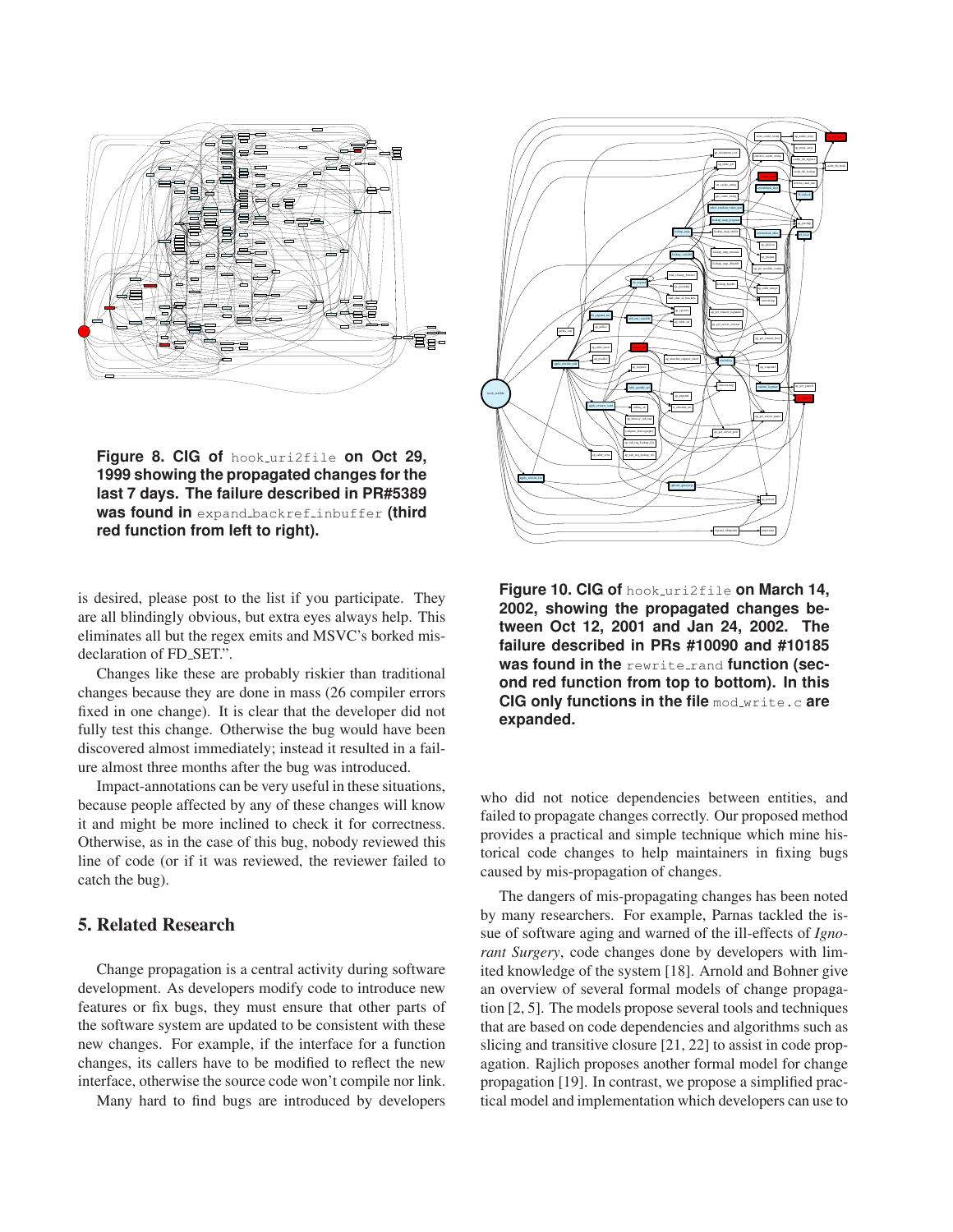**Figure 8. CIG of `hook_uri2file` on Oct 29, 1999 showing the propagated changes for the last 7 days. The failure described in PR#5389 was found in `expand_backref_inbuffer` (third red function from left to right).**

is desired, please post to the list if you participate. They are all blindingly obvious, but extra eyes always help. This eliminates all but the regex emits and MSVC's borked misdeclaration of FD_SET.".

Changes like these are probably riskier than traditional changes because they are done in mass (26 compiler errors fixed in one change). It is clear that the developer did not fully test this change. Otherwise the bug would have been discovered almost immediately; instead it resulted in a failure almost three months after the bug was introduced.

Impact-annotations can be very useful in these situations, because people affected by any of these changes will know it and might be more inclined to check it for correctness. Otherwise, as in the case of this bug, nobody reviewed this line of code (or if it was reviewed, the reviewer failed to catch the bug).

## 5. Related Research

Change propagation is a central activity during software development. As developers modify code to introduce new features or fix bugs, they must ensure that other parts of the software system are updated to be consistent with these new changes. For example, if the interface for a function changes, its callers have to be modified to reflect the new interface, otherwise the source code won't compile nor link.

Many hard to find bugs are introduced by developers who did not notice dependencies between entities, and failed to propagate changes correctly. Our proposed method provides a practical and simple technique which mine historical code changes to help maintainers in fixing bugs caused by mis-propagation of changes.

**Figure 10. CIG of `hook_uri2file` on March 14, 2002, showing the propagated changes between Oct 12, 2001 and Jan 24, 2002. The failure described in PRs #10090 and #10185 was found in the `rewrite_rand` function (second red function from top to bottom). In this CIG only functions in the file `mod_write.c` are expanded.**

The dangers of mis-propagating changes has been noted by many researchers. For example, Parnas tackled the issue of software aging and warned of the ill-effects of *Ignorant Surgery*, code changes done by developers with limited knowledge of the system [18]. Arnold and Bohner give an overview of several formal models of change propagation [2, 5]. The models propose several tools and techniques that are based on code dependencies and algorithms such as slicing and transitive closure [21, 22] to assist in code propagation. Rajlich proposes another formal model for change propagation [19]. In contrast, we propose a simplified practical model and implementation which developers can use to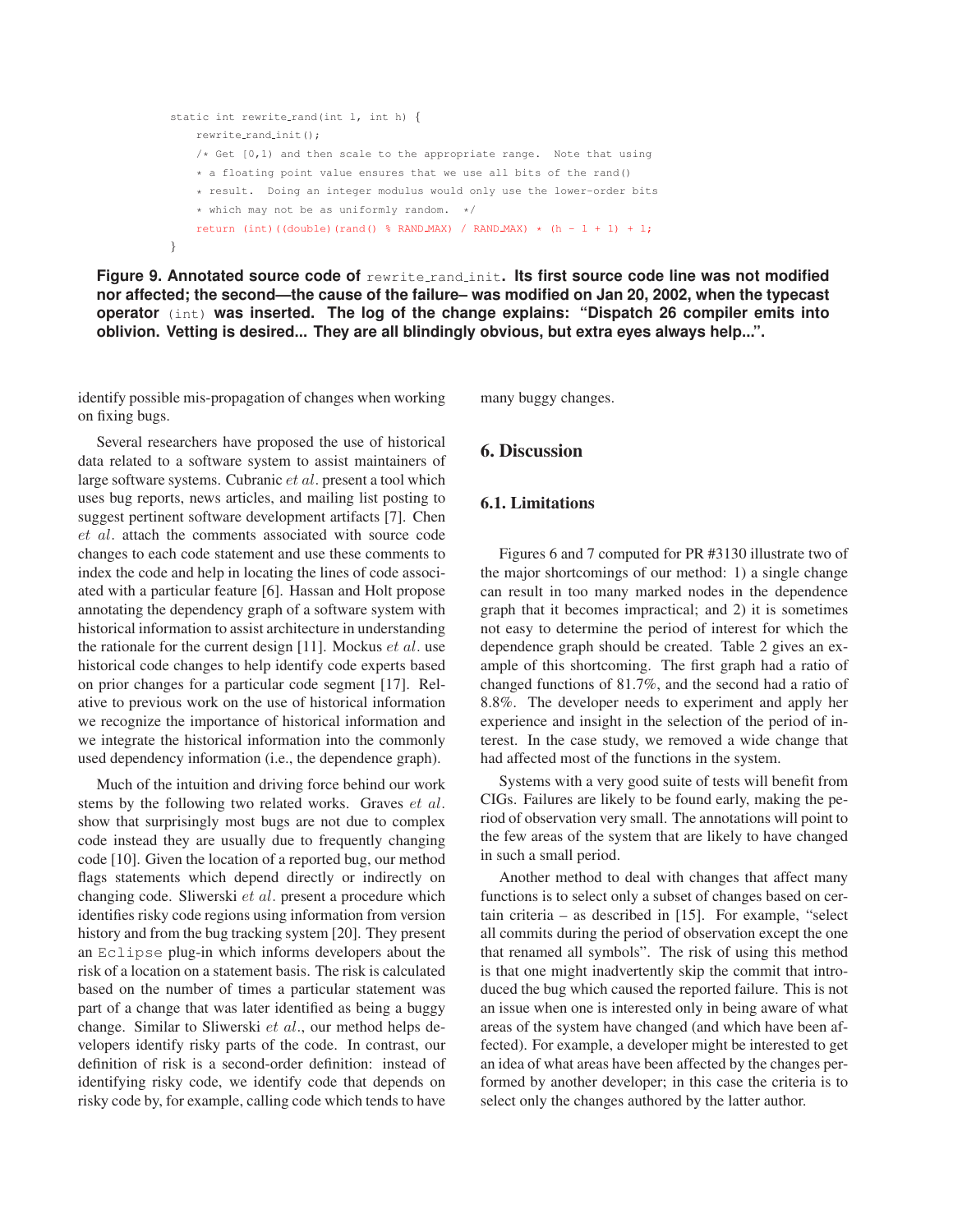```
static int rewrite_rand(int l, int h) {
    rewrite_rand_init();
    /* Get [0,1) and then scale to the appropriate range.  Note that using
     * a floating point value ensures that we use all bits of the rand()
     * result.  Doing an integer modulus would only use the lower-order bits
     * which may not be as uniformly random.  */
    return (int)((double)(rand() % RAND_MAX) / RAND_MAX) * (h - l + 1) + l;
}
```

**Figure 9. Annotated source code of `rewrite_rand_init`. Its first source code line was not modified nor affected; the second—the cause of the failure– was modified on Jan 20, 2002, when the typecast operator `(int)` was inserted. The log of the change explains: "Dispatch 26 compiler emits into oblivion. Vetting is desired... They are all blindingly obvious, but extra eyes always help...".**

identify possible mis-propagation of changes when working on fixing bugs.

Several researchers have proposed the use of historical data related to a software system to assist maintainers of large software systems. Cubranic *et al.* present a tool which uses bug reports, news articles, and mailing list posting to suggest pertinent software development artifacts [7]. Chen *et al.* attach the comments associated with source code changes to each code statement and use these comments to index the code and help in locating the lines of code associated with a particular feature [6]. Hassan and Holt propose annotating the dependency graph of a software system with historical information to assist architecture in understanding the rationale for the current design [11]. Mockus *et al.* use historical code changes to help identify code experts based on prior changes for a particular code segment [17]. Relative to previous work on the use of historical information we recognize the importance of historical information and we integrate the historical information into the commonly used dependency information (i.e., the dependence graph).

Much of the intuition and driving force behind our work stems by the following two related works. Graves *et al.* show that surprisingly most bugs are not due to complex code instead they are usually due to frequently changing code [10]. Given the location of a reported bug, our method flags statements which depend directly or indirectly on changing code. Sliwerski *et al.* present a procedure which identifies risky code regions using information from version history and from the bug tracking system [20]. They present an `Eclipse` plug-in which informs developers about the risk of a location on a statement basis. The risk is calculated based on the number of times a particular statement was part of a change that was later identified as being a buggy change. Similar to Sliwerski *et al.*, our method helps developers identify risky parts of the code. In contrast, our definition of risk is a second-order definition: instead of identifying risky code, we identify code that depends on risky code by, for example, calling code which tends to have many buggy changes.

## 6. Discussion

### 6.1. Limitations

Figures 6 and 7 computed for PR #3130 illustrate two of the major shortcomings of our method: 1) a single change can result in too many marked nodes in the dependence graph that it becomes impractical; and 2) it is sometimes not easy to determine the period of interest for which the dependence graph should be created. Table 2 gives an example of this shortcoming. The first graph had a ratio of changed functions of 81.7%, and the second had a ratio of 8.8%. The developer needs to experiment and apply her experience and insight in the selection of the period of interest. In the case study, we removed a wide change that had affected most of the functions in the system.

Systems with a very good suite of tests will benefit from CIGs. Failures are likely to be found early, making the period of observation very small. The annotations will point to the few areas of the system that are likely to have changed in such a small period.

Another method to deal with changes that affect many functions is to select only a subset of changes based on certain criteria – as described in [15]. For example, "select all commits during the period of observation except the one that renamed all symbols". The risk of using this method is that one might inadvertently skip the commit that introduced the bug which caused the reported failure. This is not an issue when one is interested only in being aware of what areas of the system have changed (and which have been affected). For example, a developer might be interested to get an idea of what areas have been affected by the changes performed by another developer; in this case the criteria is to select only the changes authored by the latter author.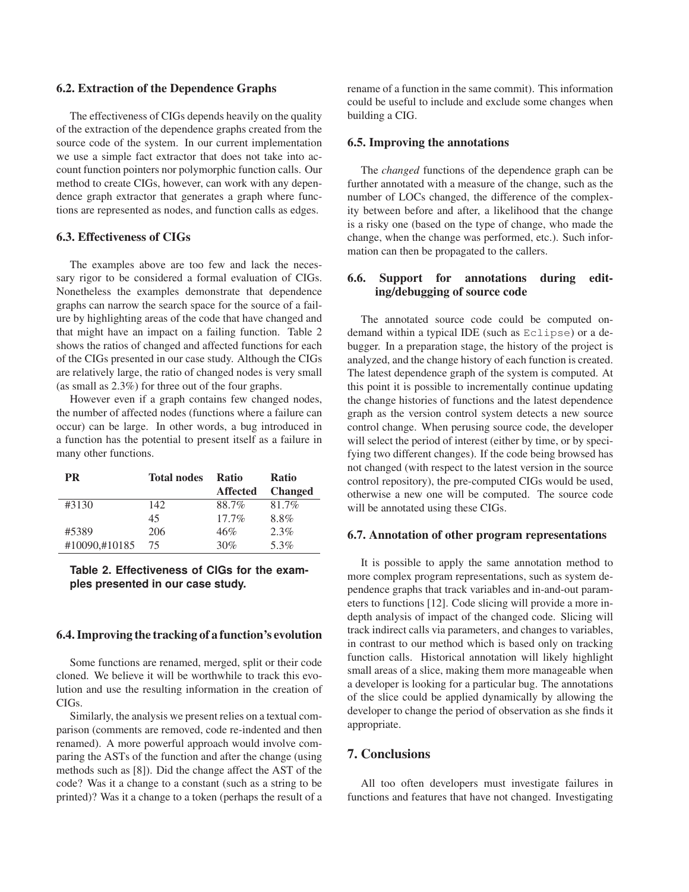### 6.2. Extraction of the Dependence Graphs

The effectiveness of CIGs depends heavily on the quality of the extraction of the dependence graphs created from the source code of the system. In our current implementation we use a simple fact extractor that does not take into account function pointers nor polymorphic function calls. Our method to create CIGs, however, can work with any dependence graph extractor that generates a graph where functions are represented as nodes, and function calls as edges.

### 6.3. Effectiveness of CIGs

The examples above are too few and lack the necessary rigor to be considered a formal evaluation of CIGs. Nonetheless the examples demonstrate that dependence graphs can narrow the search space for the source of a failure by highlighting areas of the code that have changed and that might have an impact on a failing function. Table 2 shows the ratios of changed and affected functions for each of the CIGs presented in our case study. Although the CIGs are relatively large, the ratio of changed nodes is very small (as small as 2.3%) for three out of the four graphs.

However even if a graph contains few changed nodes, the number of affected nodes (functions where a failure can occur) can be large. In other words, a bug introduced in a function has the potential to present itself as a failure in many other functions.

| PR | Total nodes | Ratio Affected | Ratio Changed |
|---|---|---|---|
| #3130 | 142 | 88.7% | 81.7% |
| | 45 | 17.7% | 8.8% |
| #5389 | 206 | 46% | 2.3% |
| #10090,#10185 | 75 | 30% | 5.3% |

**Table 2. Effectiveness of CIGs for the examples presented in our case study.**

### 6.4. Improving the tracking of a function's evolution

Some functions are renamed, merged, split or their code cloned. We believe it will be worthwhile to track this evolution and use the resulting information in the creation of CIGs.

Similarly, the analysis we present relies on a textual comparison (comments are removed, code re-indented and then renamed). A more powerful approach would involve comparing the ASTs of the function and after the change (using methods such as [8]). Did the change affect the AST of the code? Was it a change to a constant (such as a string to be printed)? Was it a change to a token (perhaps the result of a rename of a function in the same commit). This information could be useful to include and exclude some changes when building a CIG.

### 6.5. Improving the annotations

The *changed* functions of the dependence graph can be further annotated with a measure of the change, such as the number of LOCs changed, the difference of the complexity between before and after, a likelihood that the change is a risky one (based on the type of change, who made the change, when the change was performed, etc.). Such information can then be propagated to the callers.

### 6.6. Support for annotations during editing/debugging of source code

The annotated source code could be computed on-demand within a typical IDE (such as `Eclipse`) or a debugger. In a preparation stage, the history of the project is analyzed, and the change history of each function is created. The latest dependence graph of the system is computed. At this point it is possible to incrementally continue updating the change histories of functions and the latest dependence graph as the version control system detects a new source control change. When perusing source code, the developer will select the period of interest (either by time, or by specifying two different changes). If the code being browsed has not changed (with respect to the latest version in the source control repository), the pre-computed CIGs would be used, otherwise a new one will be computed. The source code will be annotated using these CIGs.

### 6.7. Annotation of other program representations

It is possible to apply the same annotation method to more complex program representations, such as system dependence graphs that track variables and in-and-out parameters to functions [12]. Code slicing will provide a more in-depth analysis of impact of the changed code. Slicing will track indirect calls via parameters, and changes to variables, in contrast to our method which is based only on tracking function calls. Historical annotation will likely highlight small areas of a slice, making them more manageable when a developer is looking for a particular bug. The annotations of the slice could be applied dynamically by allowing the developer to change the period of observation as she finds it appropriate.

## 7. Conclusions

All too often developers must investigate failures in functions and features that have not changed. Investigating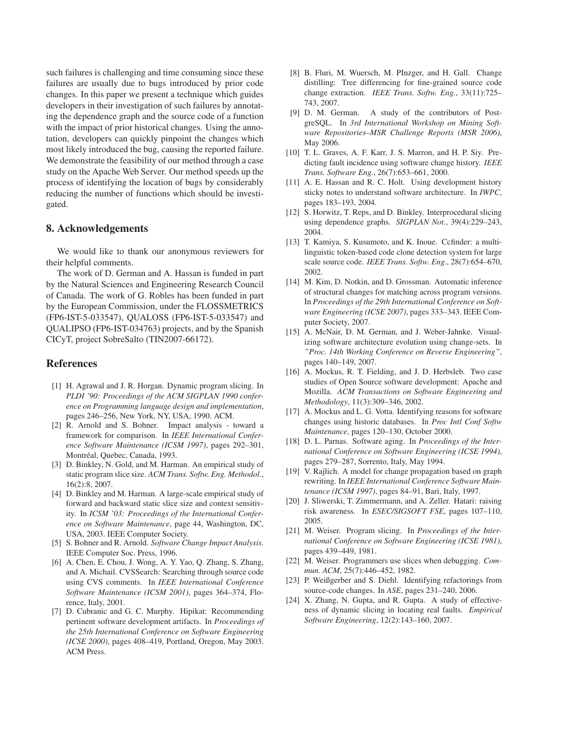such failures is challenging and time consuming since these failures are usually due to bugs introduced by prior code changes. In this paper we present a technique which guides developers in their investigation of such failures by annotating the dependence graph and the source code of a function with the impact of prior historical changes. Using the annotation, developers can quickly pinpoint the changes which most likely introduced the bug, causing the reported failure. We demonstrate the feasibility of our method through a case study on the Apache Web Server. Our method speeds up the process of identifying the location of bugs by considerably reducing the number of functions which should be investigated.

## 8. Acknowledgements

We would like to thank our anonymous reviewers for their helpful comments.

The work of D. German and A. Hassan is funded in part by the Natural Sciences and Engineering Research Council of Canada. The work of G. Robles has been funded in part by the European Commission, under the FLOSSMETRICS (FP6-IST-5-033547), QUALOSS (FP6-IST-5-033547) and QUALIPSO (FP6-IST-034763) projects, and by the Spanish CICyT, project SobreSalto (TIN2007-66172).

## References

[1] H. Agrawal and J. R. Horgan. Dynamic program slicing. In *PLDI '90: Proceedings of the ACM SIGPLAN 1990 conference on Programming language design and implementation*, pages 246–256, New York, NY, USA, 1990. ACM.

[2] R. Arnold and S. Bohner. Impact analysis - toward a framework for comparison. In *IEEE International Conference Software Maintenance (ICSM 1997)*, pages 292–301, Montréal, Quebec, Canada, 1993.

[3] D. Binkley, N. Gold, and M. Harman. An empirical study of static program slice size. *ACM Trans. Softw. Eng. Methodol.*, 16(2):8, 2007.

[4] D. Binkley and M. Harman. A large-scale empirical study of forward and backward static slice size and context sensitivity. In *ICSM '03: Proceedings of the International Conference on Software Maintenance*, page 44, Washington, DC, USA, 2003. IEEE Computer Society.

[5] S. Bohner and R. Arnold. *Software Change Impact Analysis*. IEEE Computer Soc. Press, 1996.

[6] A. Chen, E. Chou, J. Wong, A. Y. Yao, Q. Zhang, S. Zhang, and A. Michail. CVSSearch: Searching through source code using CVS comments. In *IEEE International Conference Software Maintenance (ICSM 2001)*, pages 364–374, Florence, Italy, 2001.

[7] D. Cubranic and G. C. Murphy. Hipikat: Recommending pertinent software development artifacts. In *Proceedings of the 25th International Conference on Software Engineering (ICSE 2000)*, pages 408–419, Portland, Oregon, May 2003. ACM Press.

[8] B. Fluri, M. Wuersch, M. PInzger, and H. Gall. Change distilling: Tree differencing for fine-grained source code change extraction. *IEEE Trans. Softw. Eng.*, 33(11):725–743, 2007.

[9] D. M. German. A study of the contributors of PostgreSQL. In *3rd International Workshop on Mining Software Repositories–MSR Challenge Reports (MSR 2006)*, May 2006.

[10] T. L. Graves, A. F. Karr, J. S. Marron, and H. P. Siy. Predicting fault incidence using software change history. *IEEE Trans. Software Eng.*, 26(7):653–661, 2000.

[11] A. E. Hassan and R. C. Holt. Using development history sticky notes to understand software architecture. In *IWPC*, pages 183–193, 2004.

[12] S. Horwitz, T. Reps, and D. Binkley. Interprocedural slicing using dependence graphs. *SIGPLAN Not.*, 39(4):229–243, 2004.

[13] T. Kamiya, S. Kusumoto, and K. Inoue. Ccfinder: a multilinguistic token-based code clone detection system for large scale source code. *IEEE Trans. Softw. Eng.*, 28(7):654–670, 2002.

[14] M. Kim, D. Notkin, and D. Grossman. Automatic inference of structural changes for matching across program versions. In *Proceedings of the 29th International Conference on Software Engineering (ICSE 2007)*, pages 333–343. IEEE Computer Society, 2007.

[15] A. McNair, D. M. German, and J. Weber-Jahnke. Visualizing software architecture evolution using change-sets. In *"Proc. 14th Working Conference on Reverse Engineering"*, pages 140–149, 2007.

[16] A. Mockus, R. T. Fielding, and J. D. Herbsleb. Two case studies of Open Source software development: Apache and Mozilla. *ACM Transactions on Software Engineering and Methodology*, 11(3):309–346, 2002.

[17] A. Mockus and L. G. Votta. Identifying reasons for software changes using historic databases. In *Proc Intl Conf Softw Maintenance*, pages 120–130, October 2000.

[18] D. L. Parnas. Software aging. In *Proceedings of the International Conference on Software Engineering (ICSE 1994)*, pages 279–287, Sorrento, Italy, May 1994.

[19] V. Rajlich. A model for change propagation based on graph rewriting. In *IEEE International Conference Software Maintenance (ICSM 1997)*, pages 84–91, Bari, Italy, 1997.

[20] J. Sliwerski, T. Zimmermann, and A. Zeller. Hatari: raising risk awareness. In *ESEC/SIGSOFT FSE*, pages 107–110, 2005.

[21] M. Weiser. Program slicing. In *Proceedings of the International Conference on Software Engineering (ICSE 1981)*, pages 439–449, 1981.

[22] M. Weiser. Programmers use slices when debugging. *Commun. ACM*, 25(7):446–452, 1982.

[23] P. Weißgerber and S. Diehl. Identifying refactorings from source-code changes. In *ASE*, pages 231–240, 2006.

[24] X. Zhang, N. Gupta, and R. Gupta. A study of effectiveness of dynamic slicing in locating real faults. *Empirical Software Engineering*, 12(2):143–160, 2007.